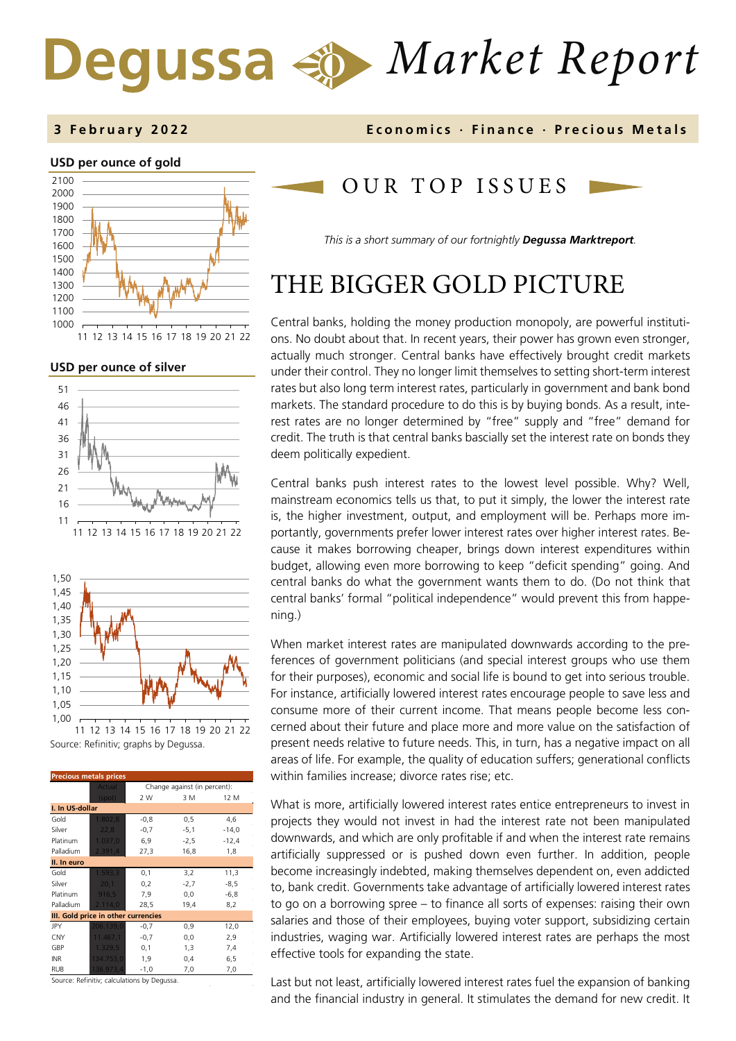# Degussa Market Report

**3 February 2022** — **Economics · Finance · Precious Metals**

**USD per ounce of gold**

**USD per ounce of silver**

Source: Refinitiv; graphs by Degussa.

| Precious metals prices | Actual (spot) | Change against (in percent): 2 W | 3 M | 12 M |
|---|---|---|---|---|
| **I. In US-dollar** | | | | |
| Gold | 1.802,8 | -0,8 | 0,5 | 4,6 |
| Silver | 22,8 | -0,7 | -5,1 | -14,0 |
| Platinum | 1.037,0 | 6,9 | -2,5 | -12,4 |
| Palladium | 2.391,4 | 27,3 | 16,8 | 1,8 |
| **II. In euro** | | | | |
| Gold | 1.593,5 | 0,1 | 3,2 | 11,3 |
| Silver | 20,1 | 0,2 | -2,7 | -8,5 |
| Platinum | 916,5 | 7,9 | 0,0 | -6,8 |
| Palladium | 2.114,0 | 28,5 | 19,4 | 8,2 |
| **III. Gold price in other currencies** | | | | |
| JPY | 206.139,0 | -0,7 | 0,9 | 12,0 |
| CNY | 11.467,1 | -0,7 | 0,0 | 2,9 |
| GBP | 1.329,5 | 0,1 | 1,3 | 7,4 |
| INR | 134.753,0 | 1,9 | 0,4 | 6,5 |
| RUB | 136.973,4 | -1,0 | 7,0 | 7,0 |

Source: Refinitiv; calculations by Degussa.

## OUR TOP ISSUES

*This is a short summary of our fortnightly **Degussa Marktreport**.*

# THE BIGGER GOLD PICTURE

Central banks, holding the money production monopoly, are powerful institutions. No doubt about that. In recent years, their power has grown even stronger, actually much stronger. Central banks have effectively brought credit markets under their control. They no longer limit themselves to setting short-term interest rates but also long term interest rates, particularly in government and bank bond markets. The standard procedure to do this is by buying bonds. As a result, interest rates are no longer determined by "free" supply and "free" demand for credit. The truth is that central banks bascially set the interest rate on bonds they deem politically expedient.

Central banks push interest rates to the lowest level possible. Why? Well, mainstream economics tells us that, to put it simply, the lower the interest rate is, the higher investment, output, and employment will be. Perhaps more importantly, governments prefer lower interest rates over higher interest rates. Because it makes borrowing cheaper, brings down interest expenditures within budget, allowing even more borrowing to keep "deficit spending" going. And central banks do what the government wants them to do. (Do not think that central banks' formal "political independence" would prevent this from happening.)

When market interest rates are manipulated downwards according to the preferences of government politicians (and special interest groups who use them for their purposes), economic and social life is bound to get into serious trouble. For instance, artificially lowered interest rates encourage people to save less and consume more of their current income. That means people become less concerned about their future and place more and more value on the satisfaction of present needs relative to future needs. This, in turn, has a negative impact on all areas of life. For example, the quality of education suffers; generational conflicts within families increase; divorce rates rise; etc.

What is more, artificially lowered interest rates entice entrepreneurs to invest in projects they would not invest in had the interest rate not been manipulated downwards, and which are only profitable if and when the interest rate remains artificially suppressed or is pushed down even further. In addition, people become increasingly indebted, making themselves dependent on, even addicted to, bank credit. Governments take advantage of artificially lowered interest rates to go on a borrowing spree – to finance all sorts of expenses: raising their own salaries and those of their employees, buying voter support, subsidizing certain industries, waging war. Artificially lowered interest rates are perhaps the most effective tools for expanding the state.

Last but not least, artificially lowered interest rates fuel the expansion of banking and the financial industry in general. It stimulates the demand for new credit. It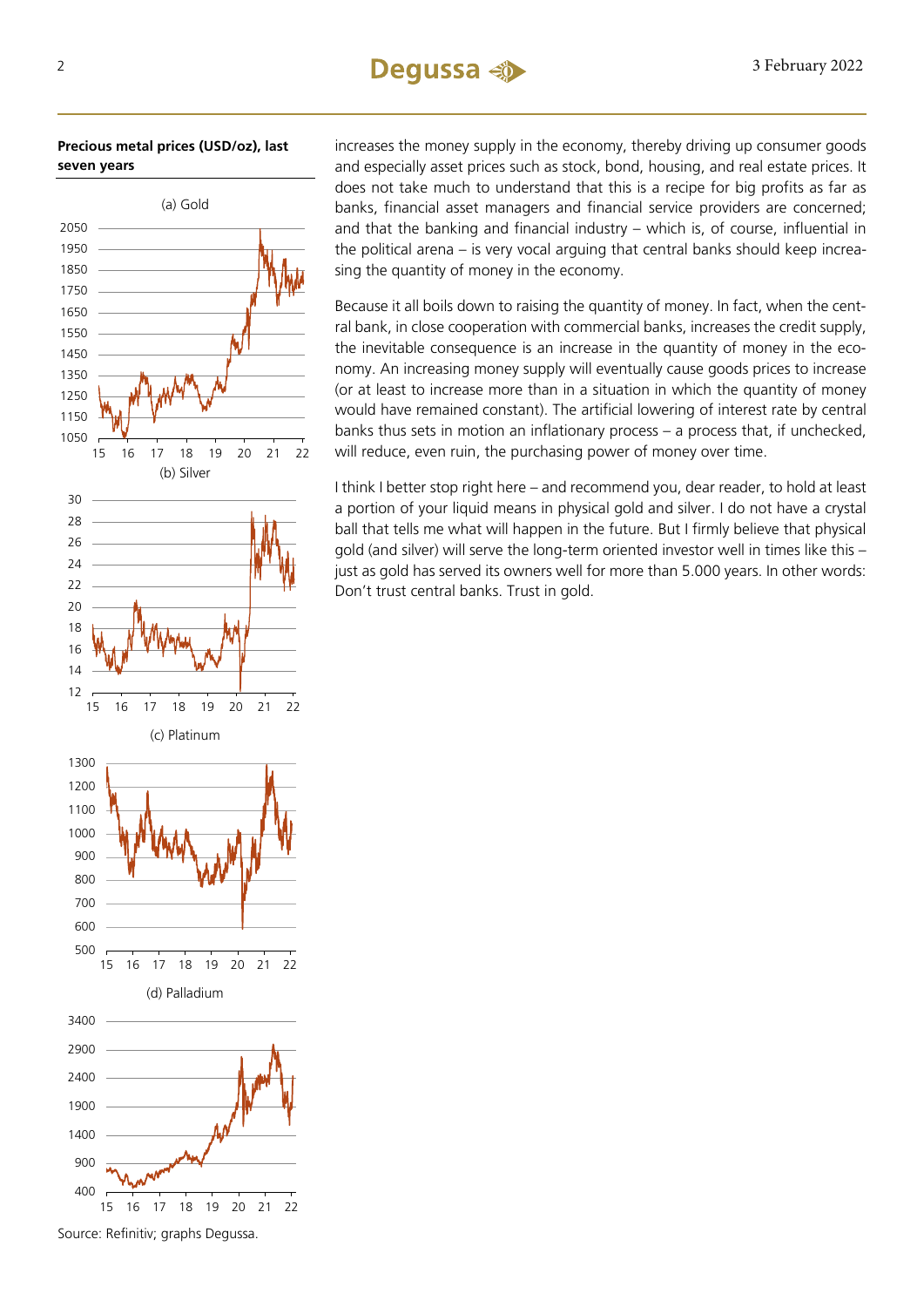**Precious metal prices (USD/oz), last seven years**

(a) Gold

(b) Silver

(c) Platinum

(d) Palladium

Source: Refinitiv; graphs Degussa.

increases the money supply in the economy, thereby driving up consumer goods and especially asset prices such as stock, bond, housing, and real estate prices. It does not take much to understand that this is a recipe for big profits as far as banks, financial asset managers and financial service providers are concerned; and that the banking and financial industry – which is, of course, influential in the political arena – is very vocal arguing that central banks should keep increasing the quantity of money in the economy.

Because it all boils down to raising the quantity of money. In fact, when the central bank, in close cooperation with commercial banks, increases the credit supply, the inevitable consequence is an increase in the quantity of money in the economy. An increasing money supply will eventually cause goods prices to increase (or at least to increase more than in a situation in which the quantity of money would have remained constant). The artificial lowering of interest rate by central banks thus sets in motion an inflationary process – a process that, if unchecked, will reduce, even ruin, the purchasing power of money over time.

I think I better stop right here – and recommend you, dear reader, to hold at least a portion of your liquid means in physical gold and silver. I do not have a crystal ball that tells me what will happen in the future. But I firmly believe that physical gold (and silver) will serve the long-term oriented investor well in times like this – just as gold has served its owners well for more than 5.000 years. In other words: Don't trust central banks. Trust in gold.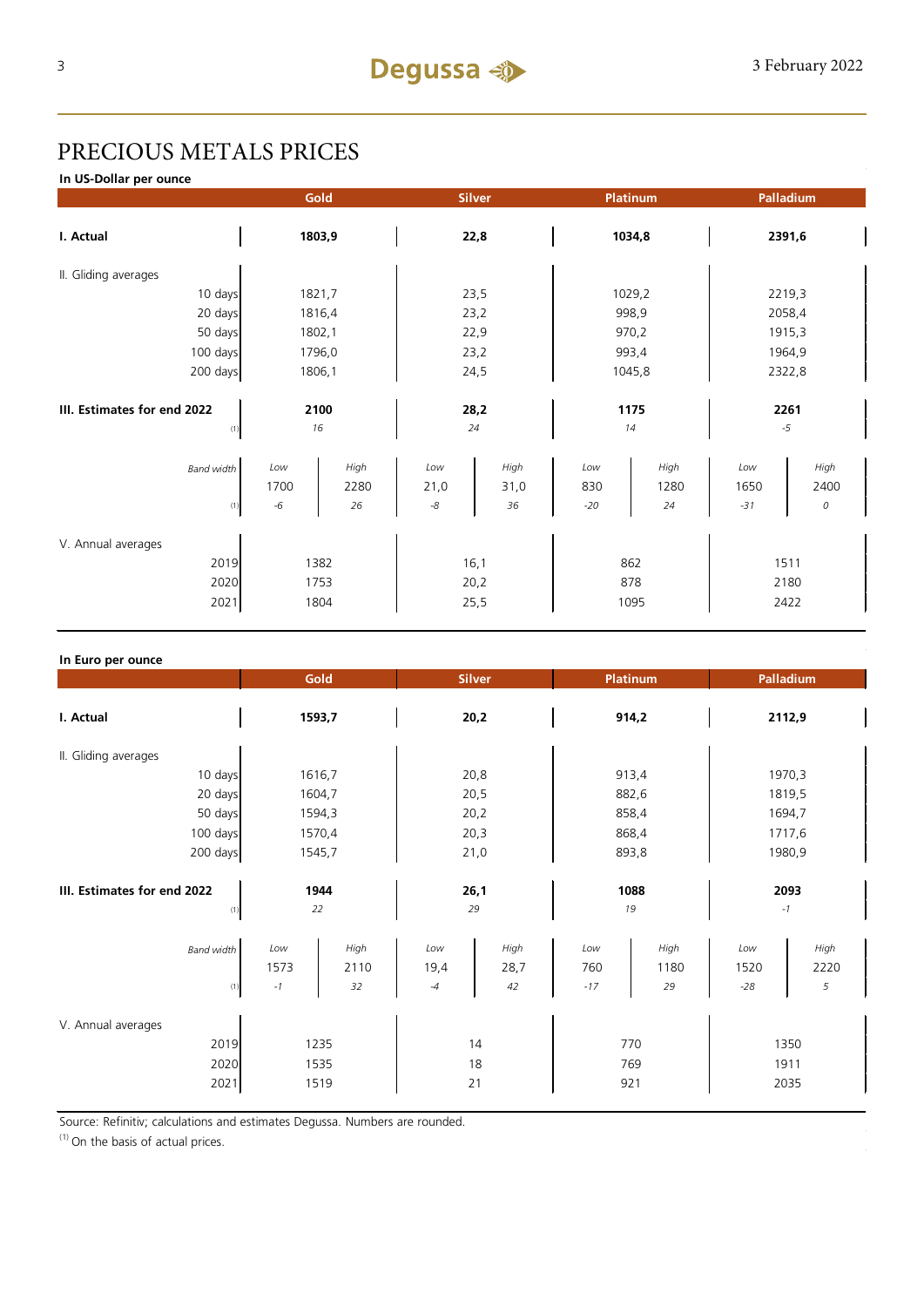# PRECIOUS METALS PRICES

**In US-Dollar per ounce**

| | Gold | | Silver | | Platinum | | Palladium | |
|---|---|---|---|---|---|---|---|---|
| **I. Actual** | **1803,9** | | **22,8** | | **1034,8** | | **2391,6** | |
| II. Gliding averages | | | | | | | | |
| 10 days | 1821,7 | | 23,5 | | 1029,2 | | 2219,3 | |
| 20 days | 1816,4 | | 23,2 | | 998,9 | | 2058,4 | |
| 50 days | 1802,1 | | 22,9 | | 970,2 | | 1915,3 | |
| 100 days | 1796,0 | | 23,2 | | 993,4 | | 1964,9 | |
| 200 days | 1806,1 | | 24,5 | | 1045,8 | | 2322,8 | |
| **III. Estimates for end 2022** | **2100** | | **28,2** | | **1175** | | **2261** | |
| (1) | *16* | | *24* | | *14* | | *-5* | |
| *Band width* | *Low* | *High* | *Low* | *High* | *Low* | *High* | *Low* | *High* |
| | 1700 | 2280 | 21,0 | 31,0 | 830 | 1280 | 1650 | 2400 |
| (1) | *-6* | *26* | *-8* | *36* | *-20* | *24* | *-31* | *0* |
| V. Annual averages | | | | | | | | |
| 2019 | 1382 | | 16,1 | | 862 | | 1511 | |
| 2020 | 1753 | | 20,2 | | 878 | | 2180 | |
| 2021 | 1804 | | 25,5 | | 1095 | | 2422 | |

**In Euro per ounce**

| | Gold | | Silver | | Platinum | | Palladium | |
|---|---|---|---|---|---|---|---|---|
| **I. Actual** | **1593,7** | | **20,2** | | **914,2** | | **2112,9** | |
| II. Gliding averages | | | | | | | | |
| 10 days | 1616,7 | | 20,8 | | 913,4 | | 1970,3 | |
| 20 days | 1604,7 | | 20,5 | | 882,6 | | 1819,5 | |
| 50 days | 1594,3 | | 20,2 | | 858,4 | | 1694,7 | |
| 100 days | 1570,4 | | 20,3 | | 868,4 | | 1717,6 | |
| 200 days | 1545,7 | | 21,0 | | 893,8 | | 1980,9 | |
| **III. Estimates for end 2022** | **1944** | | **26,1** | | **1088** | | **2093** | |
| (1) | *22* | | *29* | | *19* | | *-1* | |
| *Band width* | *Low* | *High* | *Low* | *High* | *Low* | *High* | *Low* | *High* |
| | 1573 | 2110 | 19,4 | 28,7 | 760 | 1180 | 1520 | 2220 |
| (1) | *-1* | *32* | *-4* | *42* | *-17* | *29* | *-28* | *5* |
| V. Annual averages | | | | | | | | |
| 2019 | 1235 | | 14 | | 770 | | 1350 | |
| 2020 | 1535 | | 18 | | 769 | | 1911 | |
| 2021 | 1519 | | 21 | | 921 | | 2035 | |

Source: Refinitiv; calculations and estimates Degussa. Numbers are rounded.

(1) On the basis of actual prices.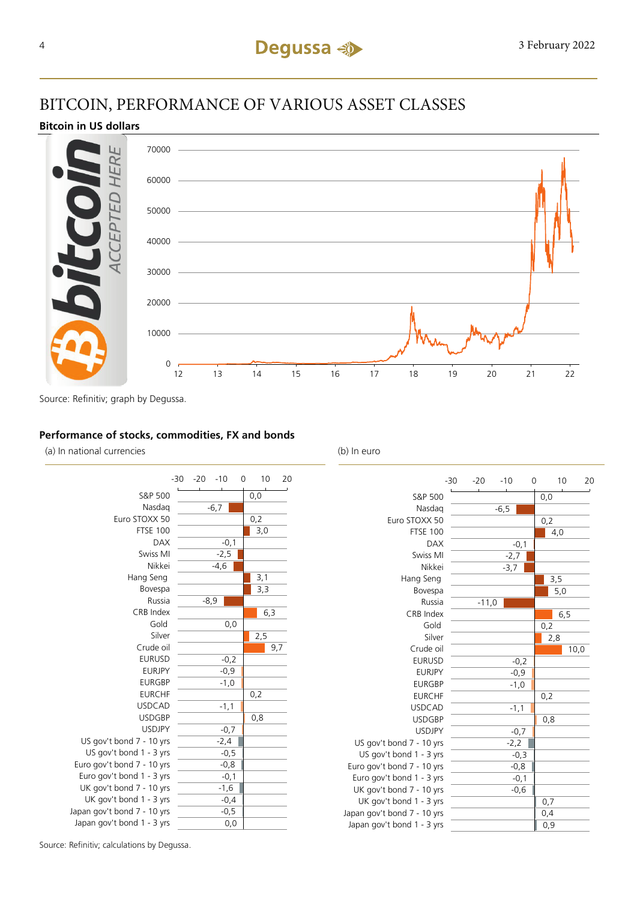# BITCOIN, PERFORMANCE OF VARIOUS ASSET CLASSES

**Bitcoin in US dollars**

Source: Refinitiv; graph by Degussa.

**Performance of stocks, commodities, FX and bonds**

| | (a) In national currencies | (b) In euro |
|---|---|---|
| S&P 500 | 0,0 | 0,0 |
| Nasdaq | -6,7 | -6,5 |
| Euro STOXX 50 | 0,2 | 0,2 |
| FTSE 100 | 3,0 | 4,0 |
| DAX | -0,1 | -0,1 |
| Swiss MI | -2,5 | -2,7 |
| Nikkei | -4,6 | -3,7 |
| Hang Seng | 3,1 | 3,5 |
| Bovespa | 3,3 | 5,0 |
| Russia | -8,9 | -11,0 |
| CRB Index | 6,3 | 6,5 |
| Gold | 0,0 | 0,2 |
| Silver | 2,5 | 2,8 |
| Crude oil | 9,7 | 10,0 |
| EURUSD | -0,2 | -0,2 |
| EURJPY | -0,9 | -0,9 |
| EURGBP | -1,0 | -1,0 |
| EURCHF | 0,2 | 0,2 |
| USDCAD | -1,1 | -1,1 |
| USDGBP | 0,8 | 0,8 |
| USDJPY | -0,7 | -0,7 |
| US gov't bond 7 - 10 yrs | -2,4 | -2,2 |
| US gov't bond 1 - 3 yrs | -0,5 | -0,3 |
| Euro gov't bond 7 - 10 yrs | -0,8 | -0,8 |
| Euro gov't bond 1 - 3 yrs | -0,1 | -0,1 |
| UK gov't bond 7 - 10 yrs | -1,6 | -0,6 |
| UK gov't bond 1 - 3 yrs | -0,4 | 0,7 |
| Japan gov't bond 7 - 10 yrs | -0,5 | 0,4 |
| Japan gov't bond 1 - 3 yrs | 0,0 | 0,9 |

Source: Refinitiv; calculations by Degussa.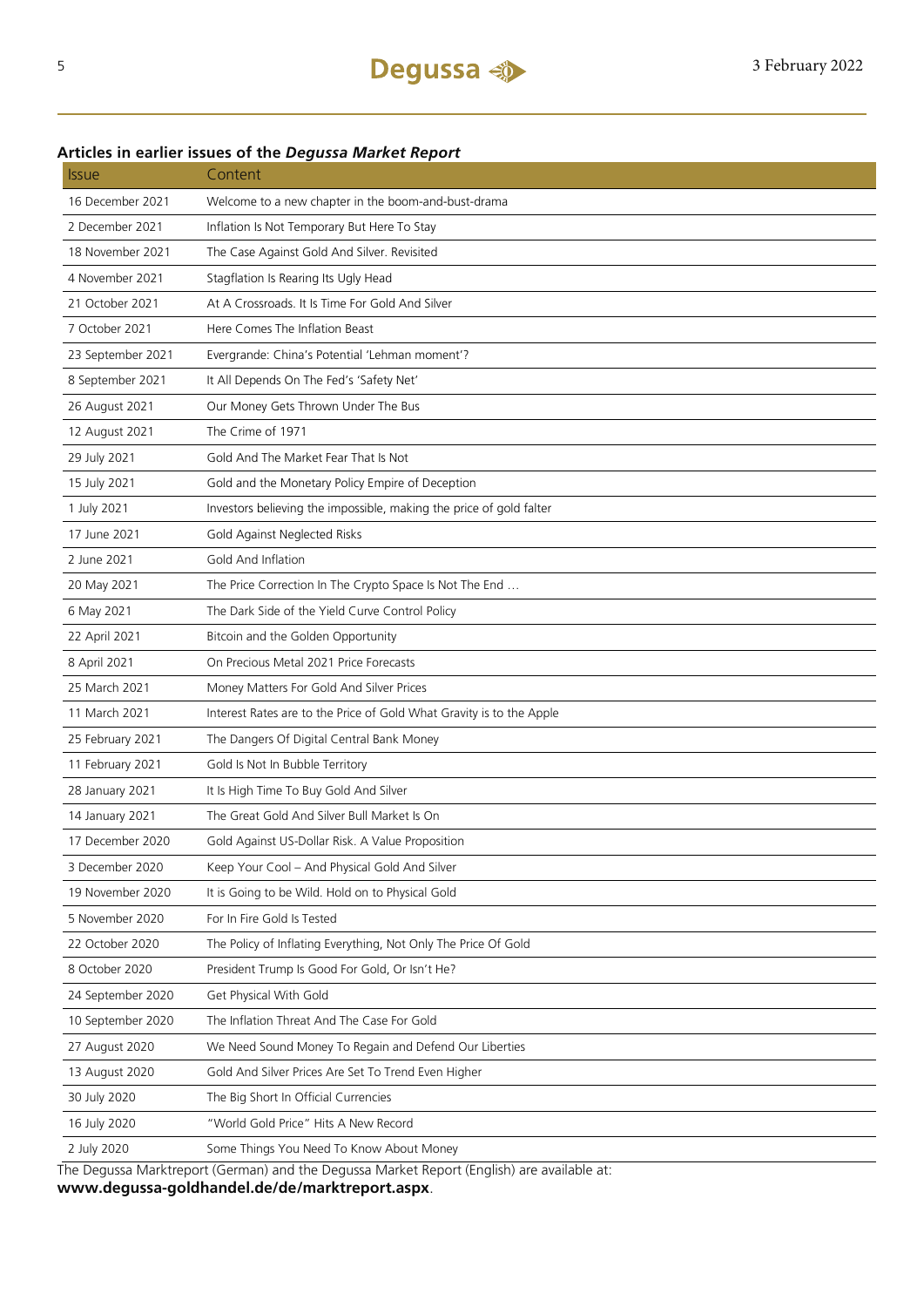**Articles in earlier issues of the *Degussa Market Report***

| Issue | Content |
|---|---|
| 16 December 2021 | Welcome to a new chapter in the boom-and-bust-drama |
| 2 December 2021 | Inflation Is Not Temporary But Here To Stay |
| 18 November 2021 | The Case Against Gold And Silver. Revisited |
| 4 November 2021 | Stagflation Is Rearing Its Ugly Head |
| 21 October 2021 | At A Crossroads. It Is Time For Gold And Silver |
| 7 October 2021 | Here Comes The Inflation Beast |
| 23 September 2021 | Evergrande: China's Potential 'Lehman moment'? |
| 8 September 2021 | It All Depends On The Fed's 'Safety Net' |
| 26 August 2021 | Our Money Gets Thrown Under The Bus |
| 12 August 2021 | The Crime of 1971 |
| 29 July 2021 | Gold And The Market Fear That Is Not |
| 15 July 2021 | Gold and the Monetary Policy Empire of Deception |
| 1 July 2021 | Investors believing the impossible, making the price of gold falter |
| 17 June 2021 | Gold Against Neglected Risks |
| 2 June 2021 | Gold And Inflation |
| 20 May 2021 | The Price Correction In The Crypto Space Is Not The End … |
| 6 May 2021 | The Dark Side of the Yield Curve Control Policy |
| 22 April 2021 | Bitcoin and the Golden Opportunity |
| 8 April 2021 | On Precious Metal 2021 Price Forecasts |
| 25 March 2021 | Money Matters For Gold And Silver Prices |
| 11 March 2021 | Interest Rates are to the Price of Gold What Gravity is to the Apple |
| 25 February 2021 | The Dangers Of Digital Central Bank Money |
| 11 February 2021 | Gold Is Not In Bubble Territory |
| 28 January 2021 | It Is High Time To Buy Gold And Silver |
| 14 January 2021 | The Great Gold And Silver Bull Market Is On |
| 17 December 2020 | Gold Against US-Dollar Risk. A Value Proposition |
| 3 December 2020 | Keep Your Cool – And Physical Gold And Silver |
| 19 November 2020 | It is Going to be Wild. Hold on to Physical Gold |
| 5 November 2020 | For In Fire Gold Is Tested |
| 22 October 2020 | The Policy of Inflating Everything, Not Only The Price Of Gold |
| 8 October 2020 | President Trump Is Good For Gold, Or Isn't He? |
| 24 September 2020 | Get Physical With Gold |
| 10 September 2020 | The Inflation Threat And The Case For Gold |
| 27 August 2020 | We Need Sound Money To Regain and Defend Our Liberties |
| 13 August 2020 | Gold And Silver Prices Are Set To Trend Even Higher |
| 30 July 2020 | The Big Short In Official Currencies |
| 16 July 2020 | "World Gold Price" Hits A New Record |
| 2 July 2020 | Some Things You Need To Know About Money |

The Degussa Marktreport (German) and the Degussa Market Report (English) are available at:
**www.degussa-goldhandel.de/de/marktreport.aspx**.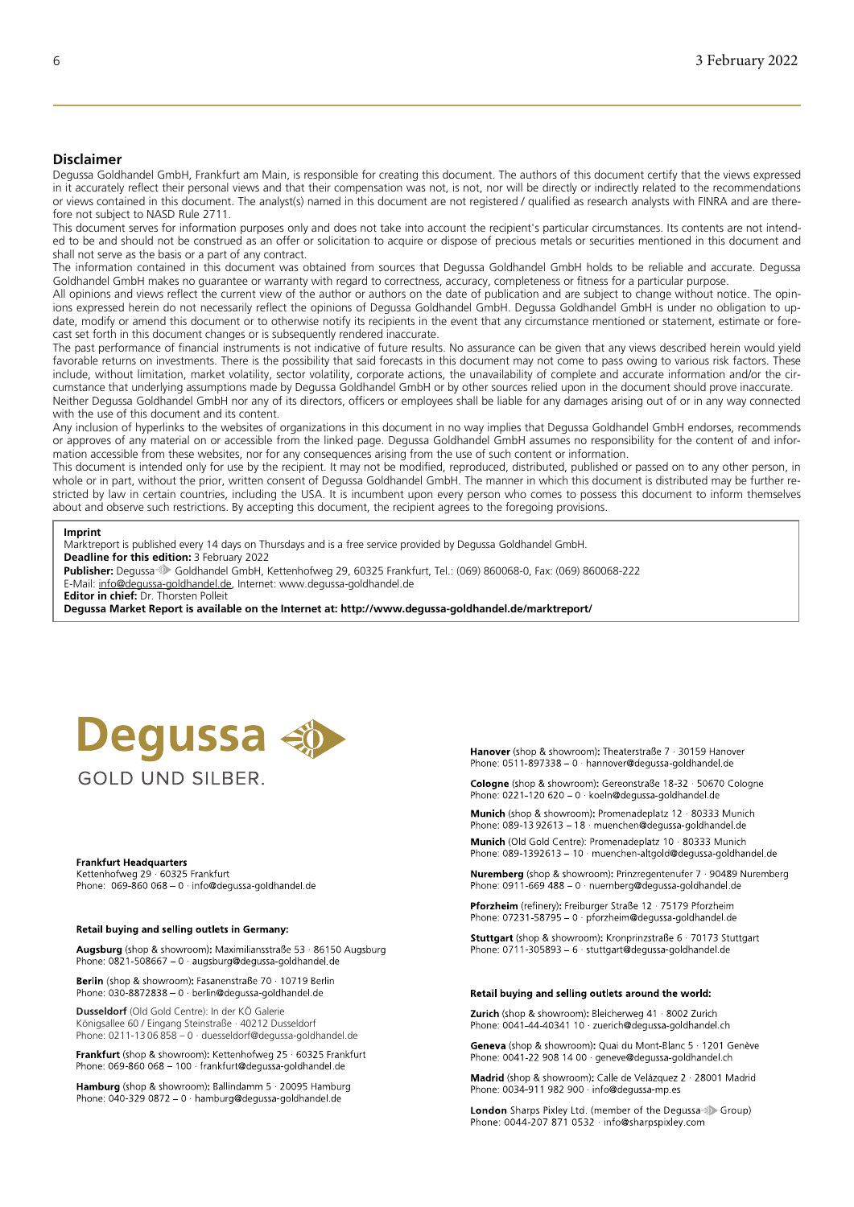## Disclaimer

Degussa Goldhandel GmbH, Frankfurt am Main, is responsible for creating this document. The authors of this document certify that the views expressed in it accurately reflect their personal views and that their compensation was not, is not, nor will be directly or indirectly related to the recommendations or views contained in this document. The analyst(s) named in this document are not registered / qualified as research analysts with FINRA and are therefore not subject to NASD Rule 2711.

This document serves for information purposes only and does not take into account the recipient's particular circumstances. Its contents are not intended to be and should not be construed as an offer or solicitation to acquire or dispose of precious metals or securities mentioned in this document and shall not serve as the basis or a part of any contract.

The information contained in this document was obtained from sources that Degussa Goldhandel GmbH holds to be reliable and accurate. Degussa Goldhandel GmbH makes no guarantee or warranty with regard to correctness, accuracy, completeness or fitness for a particular purpose.

All opinions and views reflect the current view of the author or authors on the date of publication and are subject to change without notice. The opinions expressed herein do not necessarily reflect the opinions of Degussa Goldhandel GmbH. Degussa Goldhandel GmbH is under no obligation to update, modify or amend this document or to otherwise notify its recipients in the event that any circumstance mentioned or statement, estimate or forecast set forth in this document changes or is subsequently rendered inaccurate.

The past performance of financial instruments is not indicative of future results. No assurance can be given that any views described herein would yield favorable returns on investments. There is the possibility that said forecasts in this document may not come to pass owing to various risk factors. These include, without limitation, market volatility, sector volatility, corporate actions, the unavailability of complete and accurate information and/or the circumstance that underlying assumptions made by Degussa Goldhandel GmbH or by other sources relied upon in the document should prove inaccurate.

Neither Degussa Goldhandel GmbH nor any of its directors, officers or employees shall be liable for any damages arising out of or in any way connected with the use of this document and its content.

Any inclusion of hyperlinks to the websites of organizations in this document in no way implies that Degussa Goldhandel GmbH endorses, recommends or approves of any material on or accessible from the linked page. Degussa Goldhandel GmbH assumes no responsibility for the content of and information accessible from these websites, nor for any consequences arising from the use of such content or information.

This document is intended only for use by the recipient. It may not be modified, reproduced, distributed, published or passed on to any other person, in whole or in part, without the prior, written consent of Degussa Goldhandel GmbH. The manner in which this document is distributed may be further restricted by law in certain countries, including the USA. It is incumbent upon every person who comes to possess this document to inform themselves about and observe such restrictions. By accepting this document, the recipient agrees to the foregoing provisions.

**Imprint**
Marktreport is published every 14 days on Thursdays and is a free service provided by Degussa Goldhandel GmbH.
**Deadline for this edition:** 3 February 2022
**Publisher:** Degussa Goldhandel GmbH, Kettenhofweg 29, 60325 Frankfurt, Tel.: (069) 860068-0, Fax: (069) 860068-222
E-Mail: info@degussa-goldhandel.de, Internet: www.degussa-goldhandel.de
**Editor in chief:** Dr. Thorsten Polleit
**Degussa Market Report is available on the Internet at: http://www.degussa-goldhandel.de/marktreport/**

**Degussa**
GOLD UND SILBER.

**Frankfurt Headquarters**
Kettenhofweg 29 · 60325 Frankfurt
Phone: 069-860 068 – 0 · info@degussa-goldhandel.de

**Retail buying and selling outlets in Germany:**

**Augsburg** (shop & showroom): Maximiliansstraße 53 · 86150 Augsburg
Phone: 0821-508667 – 0 · augsburg@degussa-goldhandel.de

**Berlin** (shop & showroom): Fasanenstraße 70 · 10719 Berlin
Phone: 030-8872838 – 0 · berlin@degussa-goldhandel.de

**Dusseldorf** (Old Gold Centre): In der KÖ Galerie
Königsallee 60 / Eingang Steinstraße · 40212 Dusseldorf
Phone: 0211-13 06 858 – 0 · duesseldorf@degussa-goldhandel.de

**Frankfurt** (shop & showroom): Kettenhofweg 25 · 60325 Frankfurt
Phone: 069-860 068 – 100 · frankfurt@degussa-goldhandel.de

**Hamburg** (shop & showroom): Ballindamm 5 · 20095 Hamburg
Phone: 040-329 0872 – 0 · hamburg@degussa-goldhandel.de

**Hanover** (shop & showroom): Theaterstraße 7 · 30159 Hanover
Phone: 0511-897338 – 0 · hannover@degussa-goldhandel.de

**Cologne** (shop & showroom): Gereonstraße 18-32 · 50670 Cologne
Phone: 0221-120 620 – 0 · koeln@degussa-goldhandel.de

**Munich** (shop & showroom): Promenadeplatz 12 · 80333 Munich
Phone: 089-13 92613 – 18 · muenchen@degussa-goldhandel.de

**Munich** (Old Gold Centre): Promenadeplatz 10 · 80333 Munich
Phone: 089-1392613 – 10 · muenchen-altgold@degussa-goldhandel.de

**Nuremberg** (shop & showroom): Prinzregentenufer 7 · 90489 Nuremberg
Phone: 0911-669 488 – 0 · nuernberg@degussa-goldhandel.de

**Pforzheim** (refinery): Freiburger Straße 12 · 75179 Pforzheim
Phone: 07231-58795 – 0 · pforzheim@degussa-goldhandel.de

**Stuttgart** (shop & showroom): Kronprinzstraße 6 · 70173 Stuttgart
Phone: 0711-305893 – 6 · stuttgart@degussa-goldhandel.de

**Retail buying and selling outlets around the world:**

**Zurich** (shop & showroom): Bleicherweg 41 · 8002 Zurich
Phone: 0041-44-40341 10 · zuerich@degussa-goldhandel.ch

**Geneva** (shop & showroom): Quai du Mont-Blanc 5 · 1201 Genève
Phone: 0041-22 908 14 00 · geneve@degussa-goldhandel.ch

**Madrid** (shop & showroom): Calle de Velázquez 2 · 28001 Madrid
Phone: 0034-911 982 900 · info@degussa-mp.es

**London** Sharps Pixley Ltd. (member of the Degussa Group)
Phone: 0044-207 871 0532 · info@sharpspixley.com